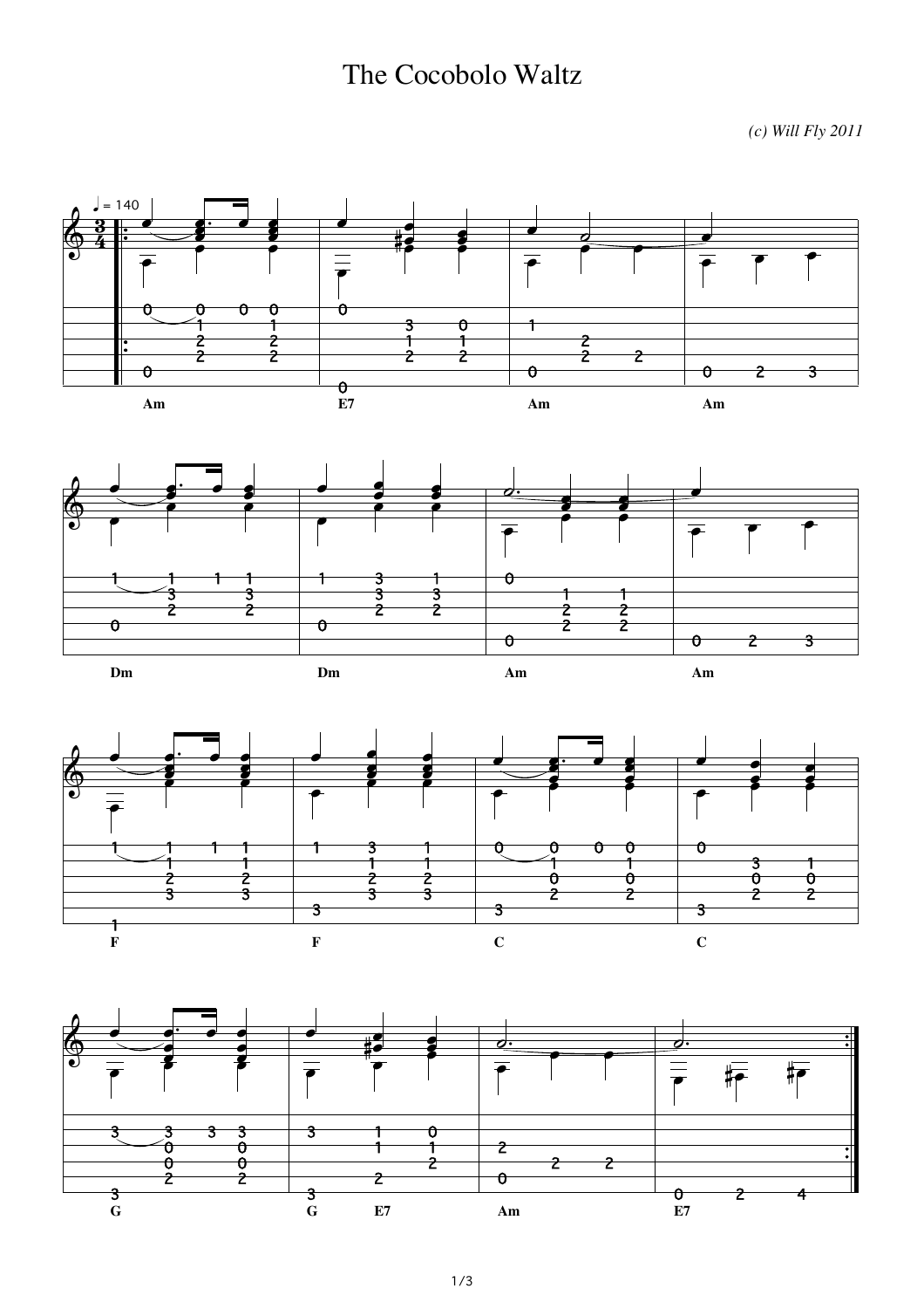# The Cocobolo Waltz

*(c) Will Fly 2011*

♩ = 140

Am | E7 | Am | Am

Dm | Dm | Am | Am

F | F | C | C

G | G E7 | Am | E7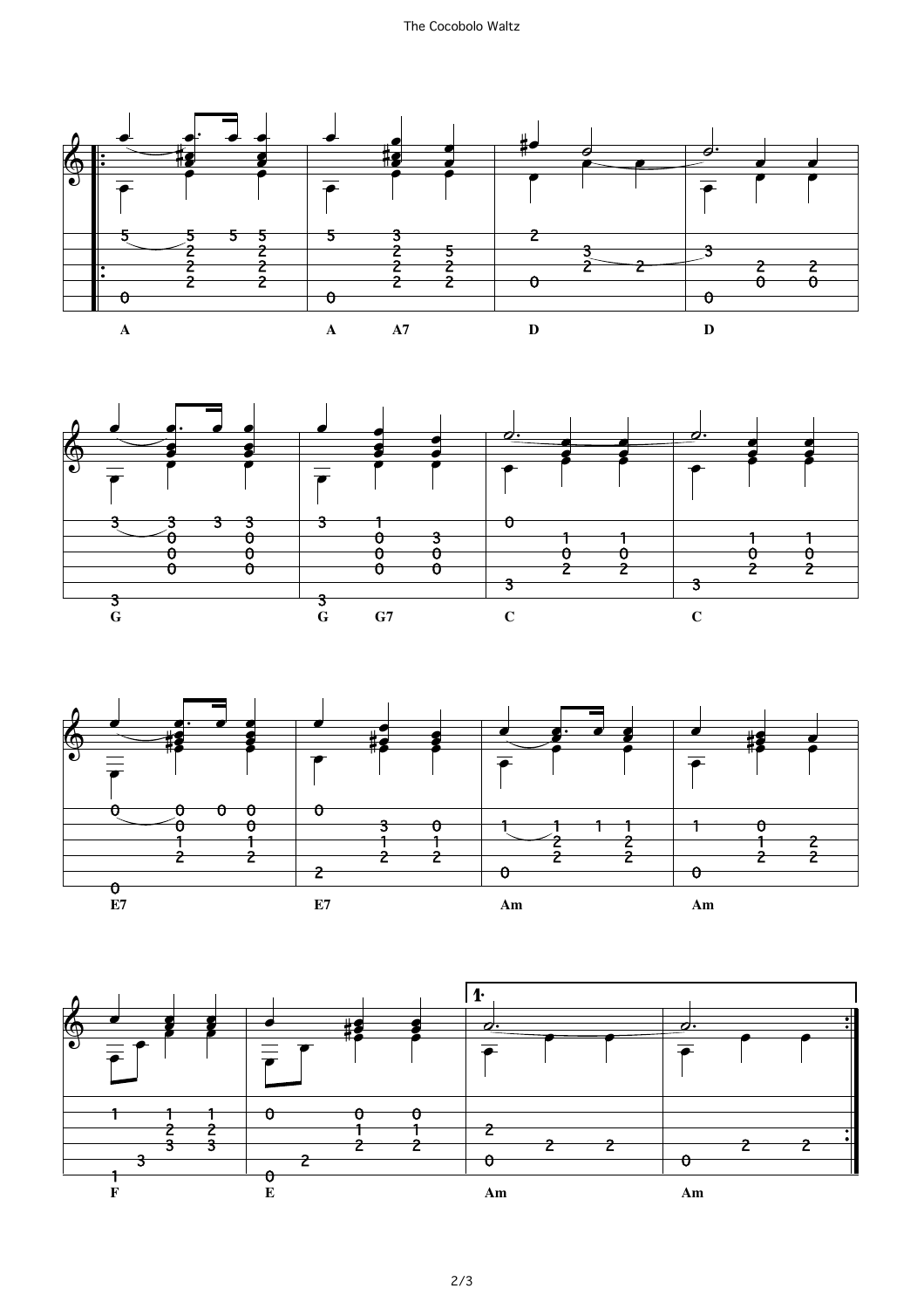A A A7 D D

G G G7 C C

E7 E7 Am Am

F E 1. Am Am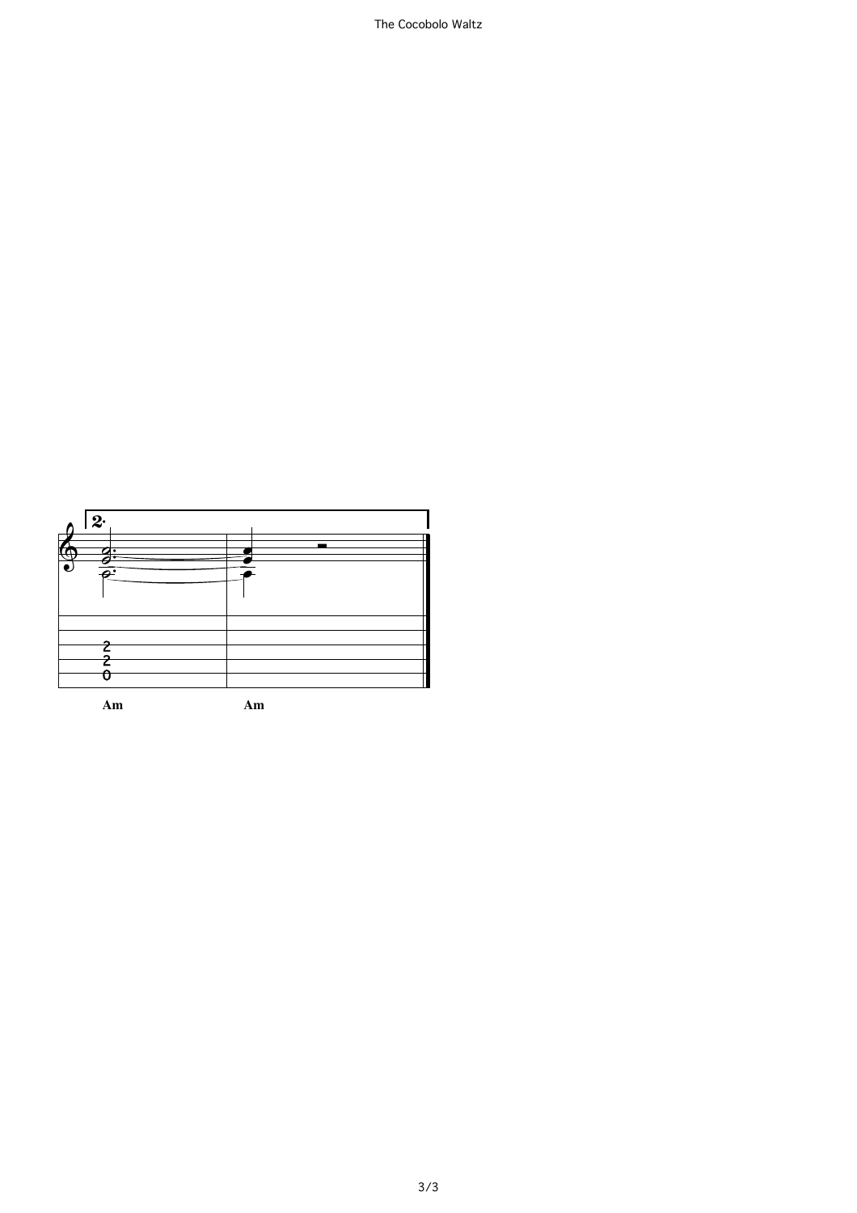Am Am